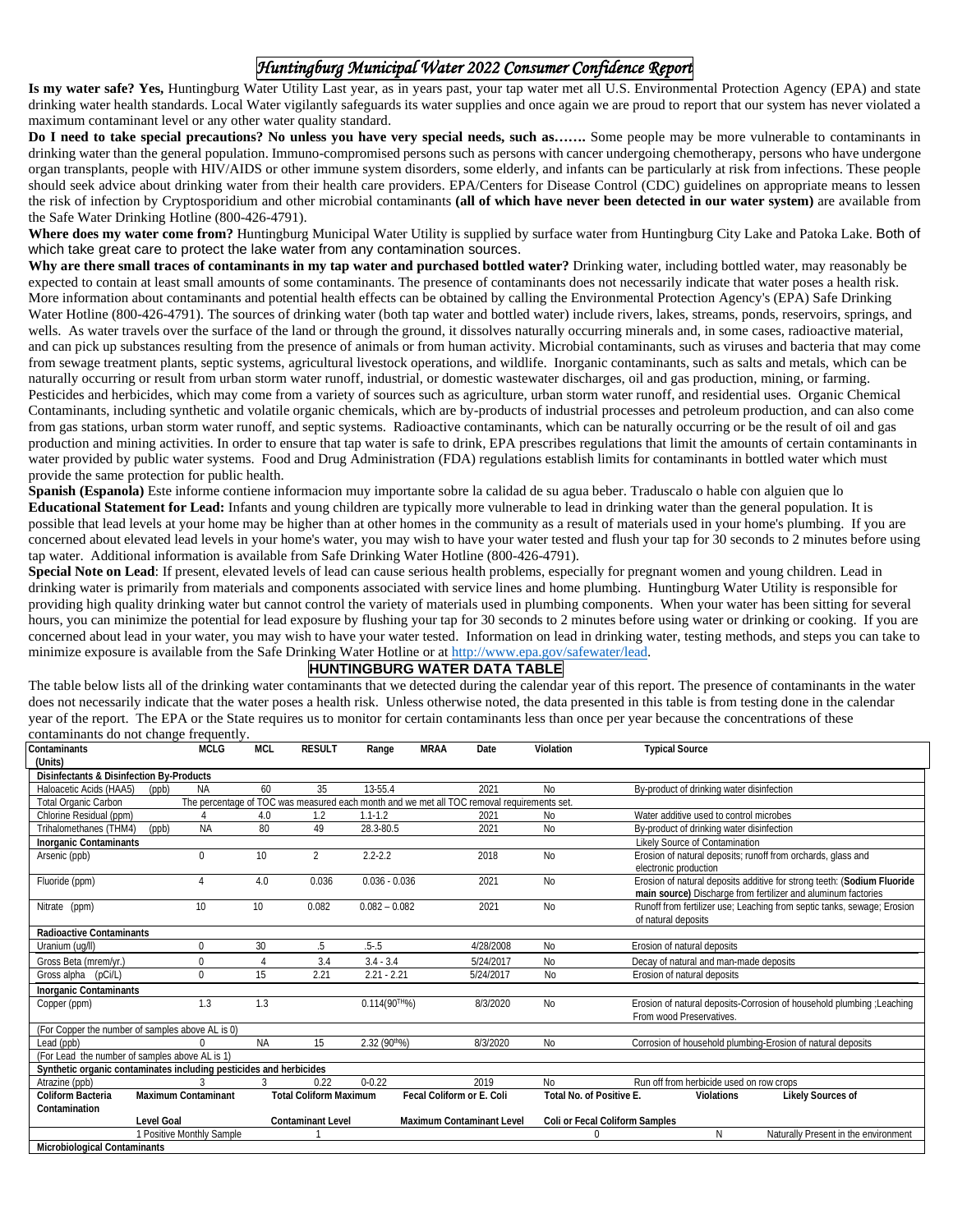# *Huntingburg Municipal Water 2022 Consumer Confidence Report*

**Is my water safe? Yes,** Huntingburg Water Utility Last year, as in years past, your tap water met all U.S. Environmental Protection Agency (EPA) and state drinking water health standards. Local Water vigilantly safeguards its water supplies and once again we are proud to report that our system has never violated a maximum contaminant level or any other water quality standard.

**Do I need to take special precautions? No unless you have very special needs, such as…….** Some people may be more vulnerable to contaminants in drinking water than the general population. Immuno-compromised persons such as persons with cancer undergoing chemotherapy, persons who have undergone organ transplants, people with HIV/AIDS or other immune system disorders, some elderly, and infants can be particularly at risk from infections. These people should seek advice about drinking water from their health care providers. EPA/Centers for Disease Control (CDC) guidelines on appropriate means to lessen the risk of infection by Cryptosporidium and other microbial contaminants **(all of which have never been detected in our water system)** are available from the Safe Water Drinking Hotline (800-426-4791).

**Where does my water come from?** Huntingburg Municipal Water Utility is supplied by surface water from Huntingburg City Lake and Patoka Lake. Both of which take great care to protect the lake water from any contamination sources.

**Why are there small traces of contaminants in my tap water and purchased bottled water?** Drinking water, including bottled water, may reasonably be expected to contain at least small amounts of some contaminants. The presence of contaminants does not necessarily indicate that water poses a health risk. More information about contaminants and potential health effects can be obtained by calling the Environmental Protection Agency's (EPA) Safe Drinking Water Hotline (800-426-4791). The sources of drinking water (both tap water and bottled water) include rivers, lakes, streams, ponds, reservoirs, springs, and wells. As water travels over the surface of the land or through the ground, it dissolves naturally occurring minerals and, in some cases, radioactive material, and can pick up substances resulting from the presence of animals or from human activity. Microbial contaminants, such as viruses and bacteria that may come from sewage treatment plants, septic systems, agricultural livestock operations, and wildlife. Inorganic contaminants, such as salts and metals, which can be naturally occurring or result from urban storm water runoff, industrial, or domestic wastewater discharges, oil and gas production, mining, or farming. Pesticides and herbicides, which may come from a variety of sources such as agriculture, urban storm water runoff, and residential uses. Organic Chemical Contaminants, including synthetic and volatile organic chemicals, which are by-products of industrial processes and petroleum production, and can also come from gas stations, urban storm water runoff, and septic systems. Radioactive contaminants, which can be naturally occurring or be the result of oil and gas production and mining activities. In order to ensure that tap water is safe to drink, EPA prescribes regulations that limit the amounts of certain contaminants in water provided by public water systems. Food and Drug Administration (FDA) regulations establish limits for contaminants in bottled water which must provide the same protection for public health.

**Spanish (Espanola)** Este informe contiene informacion muy importante sobre la calidad de su agua beber. Traduscalo o hable con alguien que lo

**Educational Statement for Lead:** Infants and young children are typically more vulnerable to lead in drinking water than the general population. It is possible that lead levels at your home may be higher than at other homes in the community as a result of materials used in your home's plumbing. If you are concerned about elevated lead levels in your home's water, you may wish to have your water tested and flush your tap for 30 seconds to 2 minutes before using tap water. Additional information is available from Safe Drinking Water Hotline (800-426-4791).

**Special Note on Lead**: If present, elevated levels of lead can cause serious health problems, especially for pregnant women and young children. Lead in drinking water is primarily from materials and components associated with service lines and home plumbing. Huntingburg Water Utility is responsible for providing high quality drinking water but cannot control the variety of materials used in plumbing components. When your water has been sitting for several hours, you can minimize the potential for lead exposure by flushing your tap for 30 seconds to 2 minutes before using water or drinking or cooking. If you are concerned about lead in your water, you may wish to have your water tested. Information on lead in drinking water, testing methods, and steps you can take to minimize exposure is available from the Safe Drinking Water Hotline or at http://www.epa.gov/safewater/lead.

## HUNTINGBURG WATER DATA TABLE

The table below lists all of the drinking water contaminants that we detected during the calendar year of this report. The presence of contaminants in the water does not necessarily indicate that the water poses a health risk. Unless otherwise noted, the data presented in this table is from testing done in the calendar year of the report. The EPA or the State requires us to monitor for certain contaminants less than once per year because the concentrations of these contaminants do not change frequently.

| Contaminants (Units) | MCLG | MCL | RESULT | Range | MRAA | Date | Violation | Typical Source |
|---|---|---|---|---|---|---|---|---|
| **Disinfectants & Disinfection By-Products** | | | | | | | | |
| Haloacetic Acids (HAA5) (ppb) | NA | 60 | 35 | 13-55.4 | | 2021 | No | By-product of drinking water disinfection |
| Total Organic Carbon | The percentage of TOC was measured each month and we met all TOC removal requirements set. | | | | | | | |
| Chlorine Residual (ppm) | 4 | 4.0 | 1.2 | 1.1-1.2 | | 2021 | No | Water additive used to control microbes |
| Trihalomethanes (THM4) (ppb) | NA | 80 | 49 | 28.3-80.5 | | 2021 | No | By-product of drinking water disinfection |
| **Inorganic Contaminants** | | | | | | | | Likely Source of Contamination |
| Arsenic (ppb) | 0 | 10 | 2 | 2.2-2.2 | | 2018 | No | Erosion of natural deposits; runoff from orchards, glass and electronic production |
| Fluoride (ppm) | 4 | 4.0 | 0.036 | 0.036 - 0.036 | | 2021 | No | Erosion of natural deposits additive for strong teeth: (**Sodium Fluoride main source)** Discharge from fertilizer and aluminum factories |
| Nitrate (ppm) | 10 | 10 | 0.082 | 0.082 – 0.082 | | 2021 | No | Runoff from fertilizer use; Leaching from septic tanks, sewage; Erosion of natural deposits |
| **Radioactive Contaminants** | | | | | | | | |
| Uranium (ug/l) | 0 | 30 | .5 | .5-.5 | | 4/28/2008 | No | Erosion of natural deposits |
| Gross Beta (mrem/yr.) | 0 | 4 | 3.4 | 3.4 - 3.4 | | 5/24/2017 | No | Decay of natural and man-made deposits |
| Gross alpha (pCi/L) | 0 | 15 | 2.21 | 2.21 - 2.21 | | 5/24/2017 | No | Erosion of natural deposits |
| **Inorganic Contaminants** | | | | | | | | |
| Copper (ppm) | 1.3 | 1.3 | | 0.114(90TH%) | | 8/3/2020 | No | Erosion of natural deposits-Corrosion of household plumbing ;Leaching From wood Preservatives. |
| (For Copper the number of samples above AL is 0) | | | | | | | | |
| Lead (ppb) | 0 | NA | 15 | 2.32 (90th%) | | 8/3/2020 | No | Corrosion of household plumbing-Erosion of natural deposits |
| (For Lead the number of samples above AL is 1) | | | | | | | | |
| **Synthetic organic contaminates including pesticides and herbicides** | | | | | | | | |
| Atrazine (ppb) | 3 | 3 | 0.22 | 0-0.22 | | 2019 | No | Run off from herbicide used on row crops |

| Coliform Bacteria Contamination | Maximum Contaminant Level Goal | Total Coliform Maximum Contaminant Level | Fecal Coliform or E. Coli Maximum Contaminant Level | Total No. of Positive E. Coli or Fecal Coliform Samples | Violations | Likely Sources of |
|---|---|---|---|---|---|---|
| | 1 Positive Monthly Sample | 1 | | 0 | N | Naturally Present in the environment |
| **Microbiological Contaminants** | | | | | | |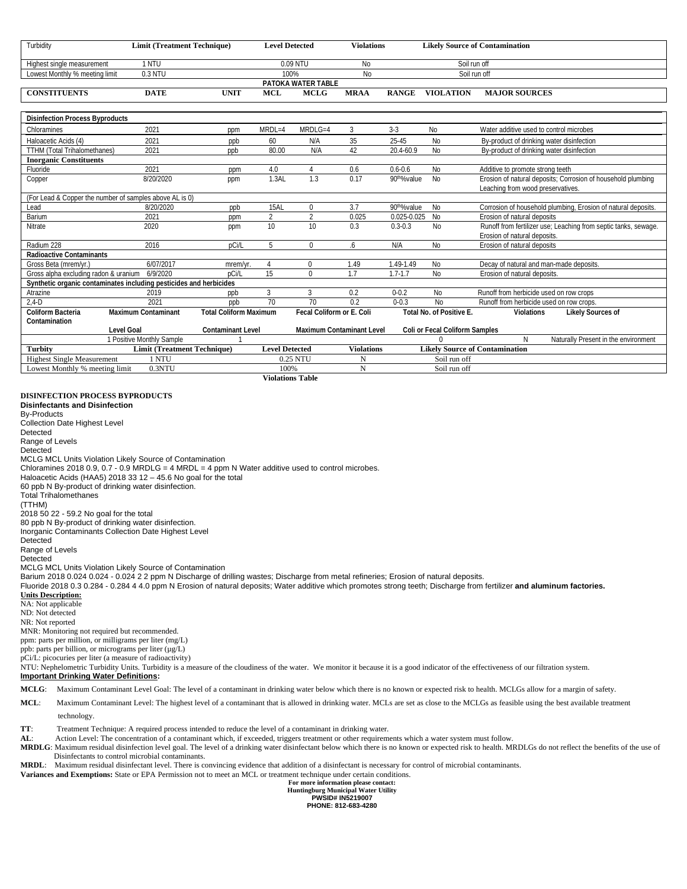| Turbidity | Limit (Treatment Technique) | Level Detected | Violations | Likely Source of Contamination |
|---|---|---|---|---|
| Highest single measurement | 1 NTU | 0.09 NTU | No | Soil run off |
| Lowest Monthly % meeting limit | 0.3 NTU | 100% | No | Soil run off |

**PATOKA WATER TABLE**

| CONSTITUENTS | DATE | UNIT | MCL | MCLG | MRAA | RANGE | VIOLATION | MAJOR SOURCES |
|---|---|---|---|---|---|---|---|---|
| **Disinfection Process Byproducts** | | | | | | | | |
| Chloramines | 2021 | ppm | MRDL=4 | MRDLG=4 | 3 | 3-3 | No | Water additive used to control microbes |
| Haloacetic Acids (4) | 2021 | ppb | 60 | N/A | 35 | 25-45 | No | By-product of drinking water disinfection |
| TTHM (Total Trihalomethanes) | 2021 | ppb | 80.00 | N/A | 42 | 20.4-60.9 | No | By-product of drinking water disinfection |
| **Inorganic Constituents** | | | | | | | | |
| Fluoride | 2021 | ppm | 4.0 | 4 | 0.6 | 0.6-0.6 | No | Additive to promote strong teeth |
| Copper | 8/20/2020 | ppm | 1.3AL | 1.3 | 0.17 | 90th%value | No | Erosion of natural deposits; Corrosion of household plumbing Leaching from wood preservatives. |
| (For Lead & Copper the number of samples above AL is 0) | | | | | | | | |
| Lead | 8/20/2020 | ppb | 15AL | 0 | 3.7 | 90th%value | No | Corrosion of household plumbing, Erosion of natural deposits. |
| Barium | 2021 | ppm | 2 | 2 | 0.025 | 0.025-0.025 | No | Erosion of natural deposits |
| Nitrate | 2020 | ppm | 10 | 10 | 0.3 | 0.3-0.3 | No | Runoff from fertilizer use; Leaching from septic tanks, sewage. Erosion of natural deposits. |
| Radium 228 | 2016 | pCi/L | 5 | 0 | .6 | N/A | No | Erosion of natural deposits |
| **Radioactive Contaminants** | | | | | | | | |
| Gross Beta (mrem/yr.) | 6/07/2017 | mrem/yr. | 4 | 0 | 1.49 | 1.49-1.49 | No | Decay of natural and man-made deposits. |
| Gross alpha excluding radon & uranium | 6/9/2020 | pCi/L | 15 | 0 | 1.7 | 1.7-1.7 | No | Erosion of natural deposits. |
| **Synthetic organic contaminates including pesticides and herbicides** | | | | | | | | |
| Atrazine | 2019 | ppb | 3 | 3 | 0.2 | 0-0.2 | No | Runoff from herbicide used on row crops |
| 2,4-D | 2021 | ppb | 70 | 70 | 0.2 | 0-0.3 | No | Runoff from herbicide used on row crops. |

| Coliform Bacteria Contamination | Maximum Contaminant Level Goal | Total Coliform Maximum Contaminant Level | Fecal Coliform or E. Coli Maximum Contaminant Level | Total No. of Positive E. Coli or Fecal Coliform Samples | Violations | Likely Sources of |
|---|---|---|---|---|---|---|
| | 1 Positive Monthly Sample | 1 | | 0 | N | Naturally Present in the environment |

| Turbity | Limit (Treatment Technique) | Level Detected | Violations | Likely Source of Contamination |
|---|---|---|---|---|
| Highest Single Measurement | 1 NTU | 0.25 NTU | N | Soil run off |
| Lowest Monthly % meeting limit | 0.3NTU | 100% | N | Soil run off |

**Violations Table**

**DISINFECTION PROCESS BYPRODUCTS**

**Disinfectants and Disinfection**
By-Products
Collection Date Highest Level
Detected
Range of Levels
Detected
MCLG MCL Units Violation Likely Source of Contamination
Chloramines 2018 0.9, 0.7 - 0.9 MRDLG = 4 MRDL = 4 ppm N Water additive used to control microbes.
Haloacetic Acids (HAA5) 2018 33 12 – 45.6 No goal for the total
60 ppb N By-product of drinking water disinfection.
Total Trihalomethanes
(TTHM)
2018 50 22 - 59.2 No goal for the total
80 ppb N By-product of drinking water disinfection.
Inorganic Contaminants Collection Date Highest Level
Detected
Range of Levels
Detected
MCLG MCL Units Violation Likely Source of Contamination
Barium 2018 0.024 0.024 - 0.024 2 2 ppm N Discharge of drilling wastes; Discharge from metal refineries; Erosion of natural deposits.
Fluoride 2018 0.3 0.284 - 0.284 4 4.0 ppm N Erosion of natural deposits; Water additive which promotes strong teeth; Discharge from fertilizer **and aluminum factories.**

**Units Description:**
NA: Not applicable
ND: Not detected
NR: Not reported
MNR: Monitoring not required but recommended.
ppm: parts per million, or milligrams per liter (mg/L)
ppb: parts per billion, or micrograms per liter (µg/L)
pCi/L: picocuries per liter (a measure of radioactivity)
NTU: Nephelometric Turbidity Units. Turbidity is a measure of the cloudiness of the water. We monitor it because it is a good indicator of the effectiveness of our filtration system.

**Important Drinking Water Definitions:**

**MCLG**: Maximum Contaminant Level Goal: The level of a contaminant in drinking water below which there is no known or expected risk to health. MCLGs allow for a margin of safety.

**MCL**: Maximum Contaminant Level: The highest level of a contaminant that is allowed in drinking water. MCLs are set as close to the MCLGs as feasible using the best available treatment technology.

**TT**: Treatment Technique: A required process intended to reduce the level of a contaminant in drinking water.
**AL**: Action Level: The concentration of a contaminant which, if exceeded, triggers treatment or other requirements which a water system must follow.
**MRDLG**: Maximum residual disinfection level goal. The level of a drinking water disinfectant below which there is no known or expected risk to health. MRDLGs do not reflect the benefits of the use of Disinfectants to control microbial contaminants.
**MRDL**: Maximum residual disinfectant level. There is convincing evidence that addition of a disinfectant is necessary for control of microbial contaminants.
**Variances and Exemptions:** State or EPA Permission not to meet an MCL or treatment technique under certain conditions.

**For more information please contact:**
**Huntingburg Municipal Water Utility**
**PWSID# IN5219007**
**PHONE: 812-683-4280**